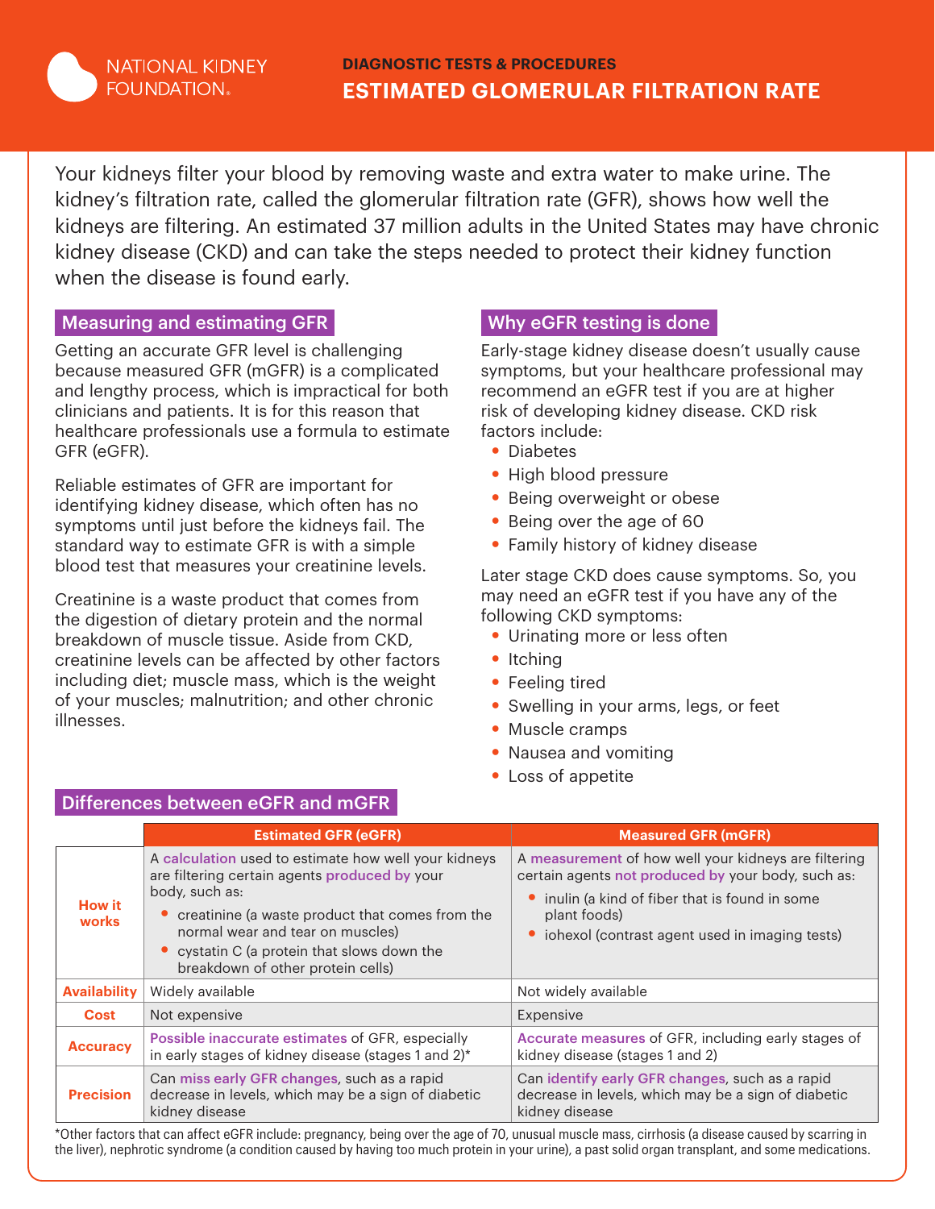NATIONAL KIDNEY FOUNDATION

DIAGNOSTIC TESTS & PROCEDURES

# ESTIMATED GLOMERULAR FILTRATION RATE

Your kidneys filter your blood by removing waste and extra water to make urine. The kidney's filtration rate, called the glomerular filtration rate (GFR), shows how well the kidneys are filtering. An estimated 37 million adults in the United States may have chronic kidney disease (CKD) and can take the steps needed to protect their kidney function when the disease is found early.

## Measuring and estimating GFR

Getting an accurate GFR level is challenging because measured GFR (mGFR) is a complicated and lengthy process, which is impractical for both clinicians and patients. It is for this reason that healthcare professionals use a formula to estimate GFR (eGFR).

Reliable estimates of GFR are important for identifying kidney disease, which often has no symptoms until just before the kidneys fail. The standard way to estimate GFR is with a simple blood test that measures your creatinine levels.

Creatinine is a waste product that comes from the digestion of dietary protein and the normal breakdown of muscle tissue. Aside from CKD, creatinine levels can be affected by other factors including diet; muscle mass, which is the weight of your muscles; malnutrition; and other chronic illnesses.

## Why eGFR testing is done

Early-stage kidney disease doesn't usually cause symptoms, but your healthcare professional may recommend an eGFR test if you are at higher risk of developing kidney disease. CKD risk factors include:

- Diabetes
- High blood pressure
- Being overweight or obese
- Being over the age of 60
- Family history of kidney disease

Later stage CKD does cause symptoms. So, you may need an eGFR test if you have any of the following CKD symptoms:

- Urinating more or less often
- Itching
- Feeling tired
- Swelling in your arms, legs, or feet
- Muscle cramps
- Nausea and vomiting
- Loss of appetite

## Differences between eGFR and mGFR

| | Estimated GFR (eGFR) | Measured GFR (mGFR) |
|---|---|---|
| **How it works** | A **calculation** used to estimate how well your kidneys are filtering certain agents **produced by** your body, such as: • creatinine (a waste product that comes from the normal wear and tear on muscles) • cystatin C (a protein that slows down the breakdown of other protein cells) | A **measurement** of how well your kidneys are filtering certain agents **not produced by** your body, such as: • inulin (a kind of fiber that is found in some plant foods) • iohexol (contrast agent used in imaging tests) |
| **Availability** | Widely available | Not widely available |
| **Cost** | Not expensive | Expensive |
| **Accuracy** | **Possible inaccurate estimates** of GFR, especially in early stages of kidney disease (stages 1 and 2)* | **Accurate measures** of GFR, including early stages of kidney disease (stages 1 and 2) |
| **Precision** | Can **miss early GFR changes**, such as a rapid decrease in levels, which may be a sign of diabetic kidney disease | Can **identify early GFR changes**, such as a rapid decrease in levels, which may be a sign of diabetic kidney disease |

*Other factors that can affect eGFR include: pregnancy, being over the age of 70, unusual muscle mass, cirrhosis (a disease caused by scarring in the liver), nephrotic syndrome (a condition caused by having too much protein in your urine), a past solid organ transplant, and some medications.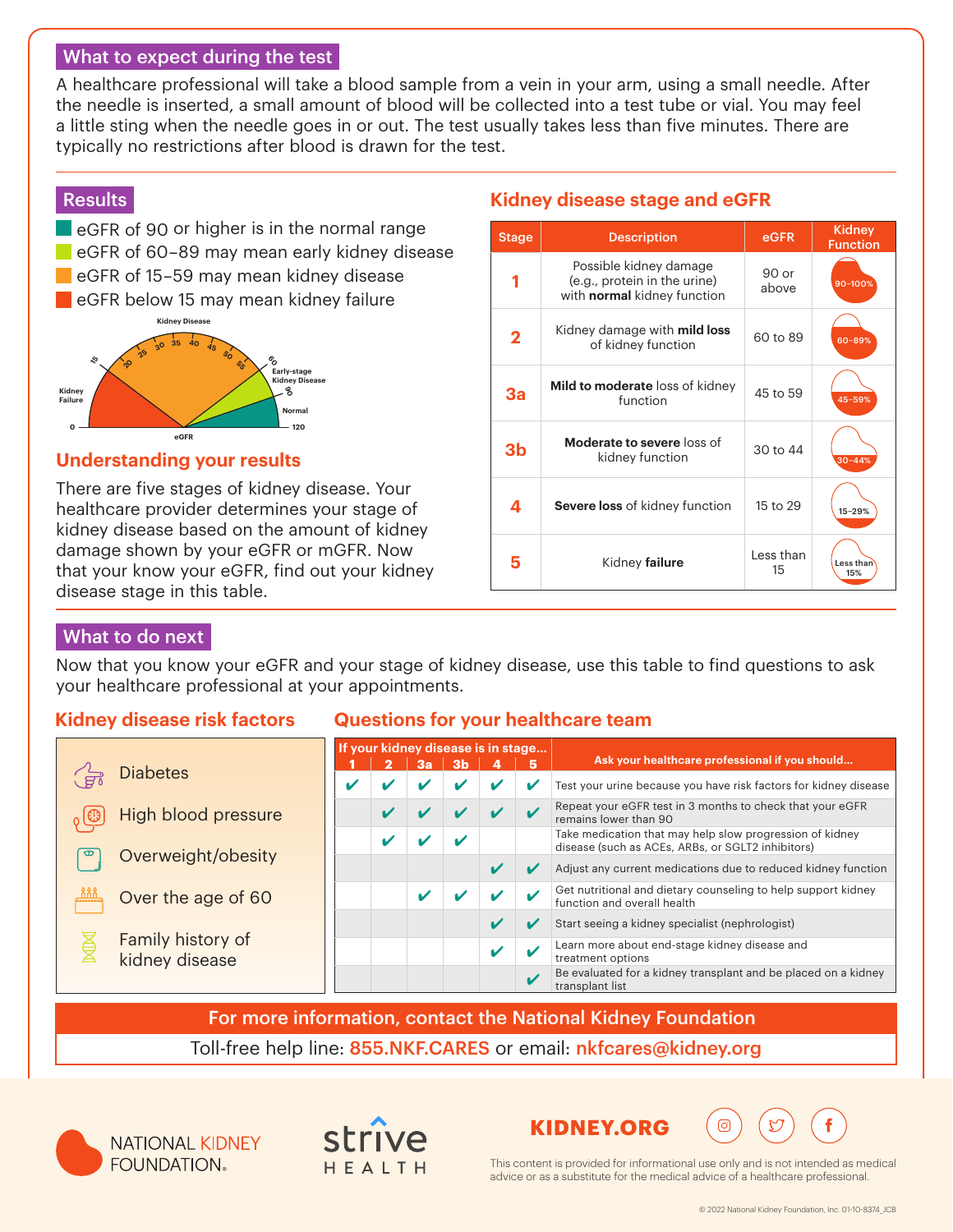## What to expect during the test

A healthcare professional will take a blood sample from a vein in your arm, using a small needle. After the needle is inserted, a small amount of blood will be collected into a test tube or vial. You may feel a little sting when the needle goes in or out. The test usually takes less than five minutes. There are typically no restrictions after blood is drawn for the test.

## Results

- eGFR of 90 or higher is in the normal range
- eGFR of 60–89 may mean early kidney disease
- eGFR of 15–59 may mean kidney disease
- eGFR below 15 may mean kidney failure

Kidney Disease
Kidney Failure
Early-stage Kidney Disease
Normal
eGFR
0 15 20 25 30 35 40 45 50 55 60 90 120

### Understanding your results

There are five stages of kidney disease. Your healthcare provider determines your stage of kidney disease based on the amount of kidney damage shown by your eGFR or mGFR. Now that your know your eGFR, find out your kidney disease stage in this table.

### Kidney disease stage and eGFR

| Stage | Description | eGFR | Kidney Function |
|---|---|---|---|
| 1 | Possible kidney damage (e.g., protein in the urine) with **normal** kidney function | 90 or above | 90-100% |
| 2 | Kidney damage with **mild loss** of kidney function | 60 to 89 | 60-89% |
| 3a | **Mild to moderate** loss of kidney function | 45 to 59 | 45-59% |
| 3b | **Moderate to severe** loss of kidney function | 30 to 44 | 30-44% |
| 4 | **Severe loss** of kidney function | 15 to 29 | 15-29% |
| 5 | Kidney **failure** | Less than 15 | Less than 15% |

## What to do next

Now that you know your eGFR and your stage of kidney disease, use this table to find questions to ask your healthcare professional at your appointments.

### Kidney disease risk factors

- Diabetes
- High blood pressure
- Overweight/obesity
- Over the age of 60
- Family history of kidney disease

### Questions for your healthcare team

| If your kidney disease is in stage... | | | | | | Ask your healthcare professional if you should... |
|---|---|---|---|---|---|---|
| 1 | 2 | 3a | 3b | 4 | 5 | |
| ✔ | ✔ | ✔ | ✔ | ✔ | ✔ | Test your urine because you have risk factors for kidney disease |
| | ✔ | ✔ | ✔ | ✔ | ✔ | Repeat your eGFR test in 3 months to check that your eGFR remains lower than 90 |
| | ✔ | ✔ | ✔ | | | Take medication that may help slow progression of kidney disease (such as ACEs, ARBs, or SGLT2 inhibitors) |
| | | | | ✔ | ✔ | Adjust any current medications due to reduced kidney function |
| | | ✔ | ✔ | ✔ | ✔ | Get nutritional and dietary counseling to help support kidney function and overall health |
| | | | | ✔ | ✔ | Start seeing a kidney specialist (nephrologist) |
| | | | | ✔ | ✔ | Learn more about end-stage kidney disease and treatment options |
| | | | | | ✔ | Be evaluated for a kidney transplant and be placed on a kidney transplant list |

**For more information, contact the National Kidney Foundation**

Toll-free help line: 855.NKF.CARES or email: nkfcares@kidney.org

NATIONAL KIDNEY FOUNDATION

strive HEALTH

KIDNEY.ORG

This content is provided for informational use only and is not intended as medical advice or as a substitute for the medical advice of a healthcare professional.

© 2022 National Kidney Foundation, Inc. 01-10-8374_JCB